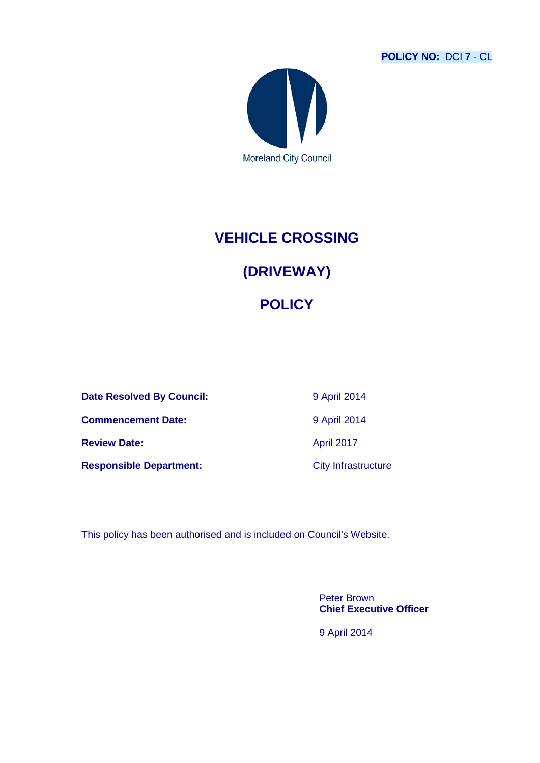**POLICY NO:** DCI **7** - CL

Moreland City Council

# VEHICLE CROSSING

# (DRIVEWAY)

# POLICY

| | |
|---|---|
| **Date Resolved By Council:** | 9 April 2014 |
| **Commencement Date:** | 9 April 2014 |
| **Review Date:** | April 2017 |
| **Responsible Department:** | City Infrastructure |

This policy has been authorised and is included on Council's Website.

Peter Brown
**Chief Executive Officer**

9 April 2014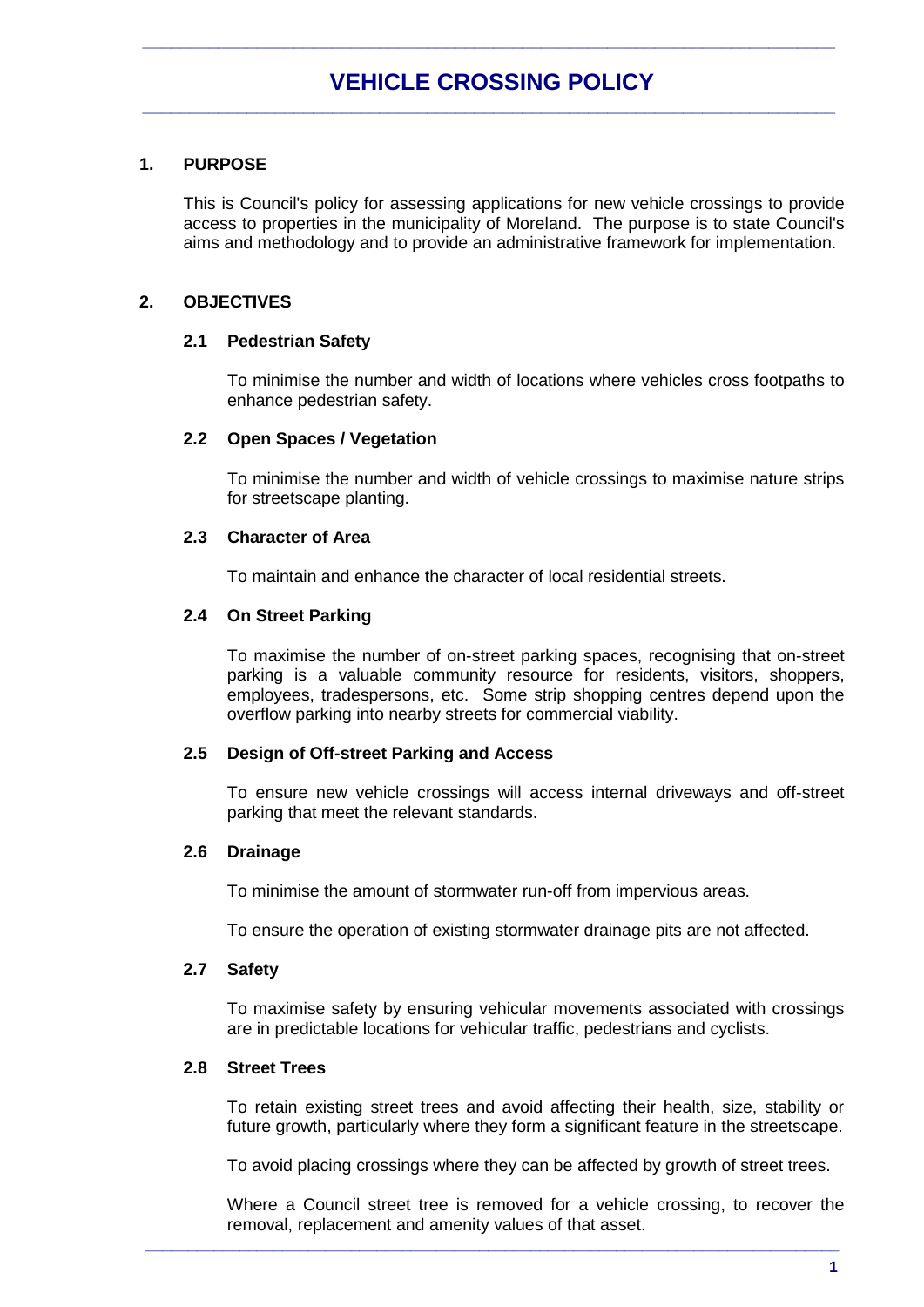# VEHICLE CROSSING POLICY

## 1. PURPOSE

This is Council's policy for assessing applications for new vehicle crossings to provide access to properties in the municipality of Moreland. The purpose is to state Council's aims and methodology and to provide an administrative framework for implementation.

## 2. OBJECTIVES

### 2.1 Pedestrian Safety

To minimise the number and width of locations where vehicles cross footpaths to enhance pedestrian safety.

### 2.2 Open Spaces / Vegetation

To minimise the number and width of vehicle crossings to maximise nature strips for streetscape planting.

### 2.3 Character of Area

To maintain and enhance the character of local residential streets.

### 2.4 On Street Parking

To maximise the number of on-street parking spaces, recognising that on-street parking is a valuable community resource for residents, visitors, shoppers, employees, tradespersons, etc. Some strip shopping centres depend upon the overflow parking into nearby streets for commercial viability.

### 2.5 Design of Off-street Parking and Access

To ensure new vehicle crossings will access internal driveways and off-street parking that meet the relevant standards.

### 2.6 Drainage

To minimise the amount of stormwater run-off from impervious areas.

To ensure the operation of existing stormwater drainage pits are not affected.

### 2.7 Safety

To maximise safety by ensuring vehicular movements associated with crossings are in predictable locations for vehicular traffic, pedestrians and cyclists.

### 2.8 Street Trees

To retain existing street trees and avoid affecting their health, size, stability or future growth, particularly where they form a significant feature in the streetscape.

To avoid placing crossings where they can be affected by growth of street trees.

Where a Council street tree is removed for a vehicle crossing, to recover the removal, replacement and amenity values of that asset.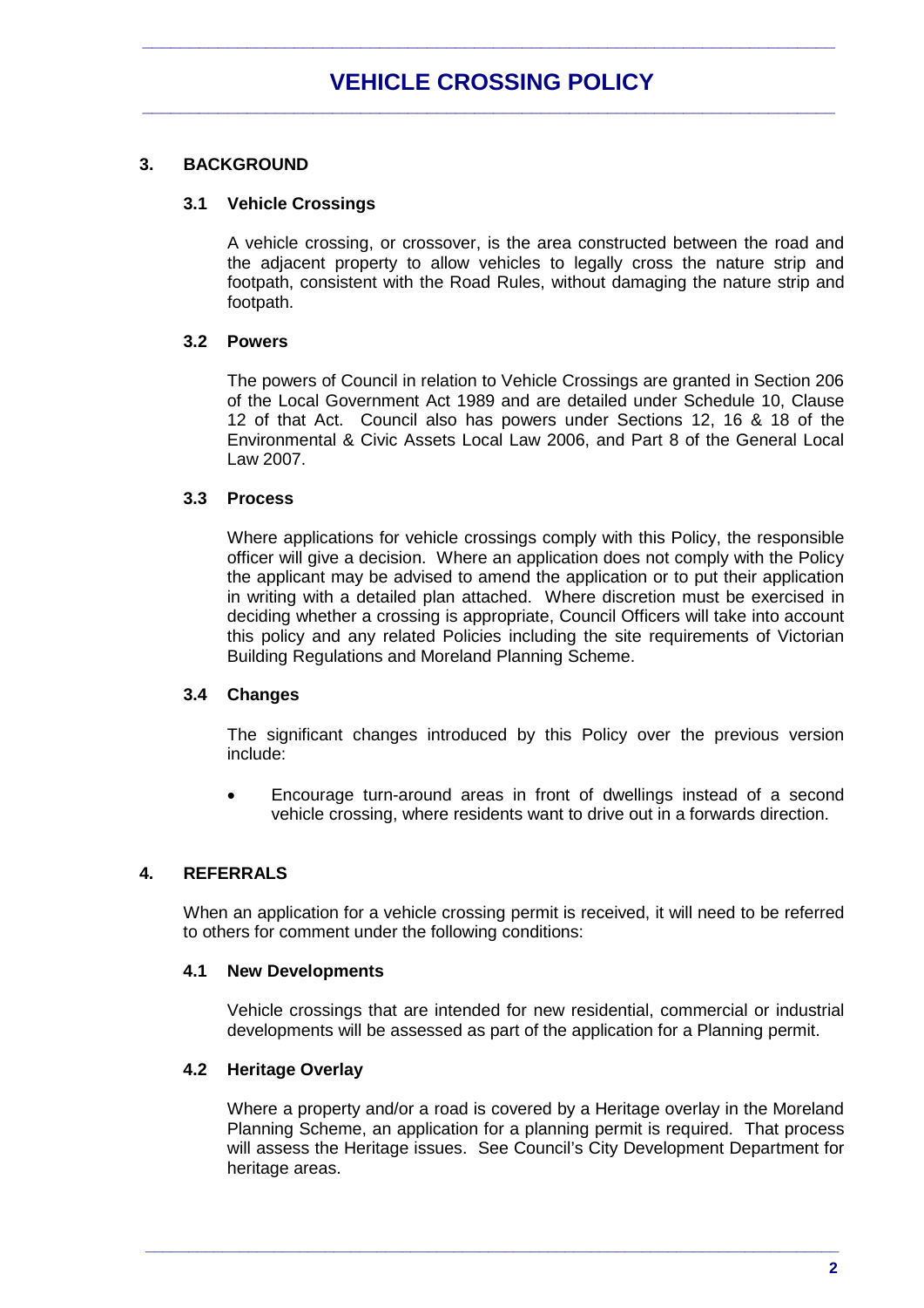## 3. BACKGROUND

### 3.1 Vehicle Crossings

A vehicle crossing, or crossover, is the area constructed between the road and the adjacent property to allow vehicles to legally cross the nature strip and footpath, consistent with the Road Rules, without damaging the nature strip and footpath.

### 3.2 Powers

The powers of Council in relation to Vehicle Crossings are granted in Section 206 of the Local Government Act 1989 and are detailed under Schedule 10, Clause 12 of that Act. Council also has powers under Sections 12, 16 & 18 of the Environmental & Civic Assets Local Law 2006, and Part 8 of the General Local Law 2007.

### 3.3 Process

Where applications for vehicle crossings comply with this Policy, the responsible officer will give a decision. Where an application does not comply with the Policy the applicant may be advised to amend the application or to put their application in writing with a detailed plan attached. Where discretion must be exercised in deciding whether a crossing is appropriate, Council Officers will take into account this policy and any related Policies including the site requirements of Victorian Building Regulations and Moreland Planning Scheme.

### 3.4 Changes

The significant changes introduced by this Policy over the previous version include:

- Encourage turn-around areas in front of dwellings instead of a second vehicle crossing, where residents want to drive out in a forwards direction.

## 4. REFERRALS

When an application for a vehicle crossing permit is received, it will need to be referred to others for comment under the following conditions:

### 4.1 New Developments

Vehicle crossings that are intended for new residential, commercial or industrial developments will be assessed as part of the application for a Planning permit.

### 4.2 Heritage Overlay

Where a property and/or a road is covered by a Heritage overlay in the Moreland Planning Scheme, an application for a planning permit is required. That process will assess the Heritage issues. See Council's City Development Department for heritage areas.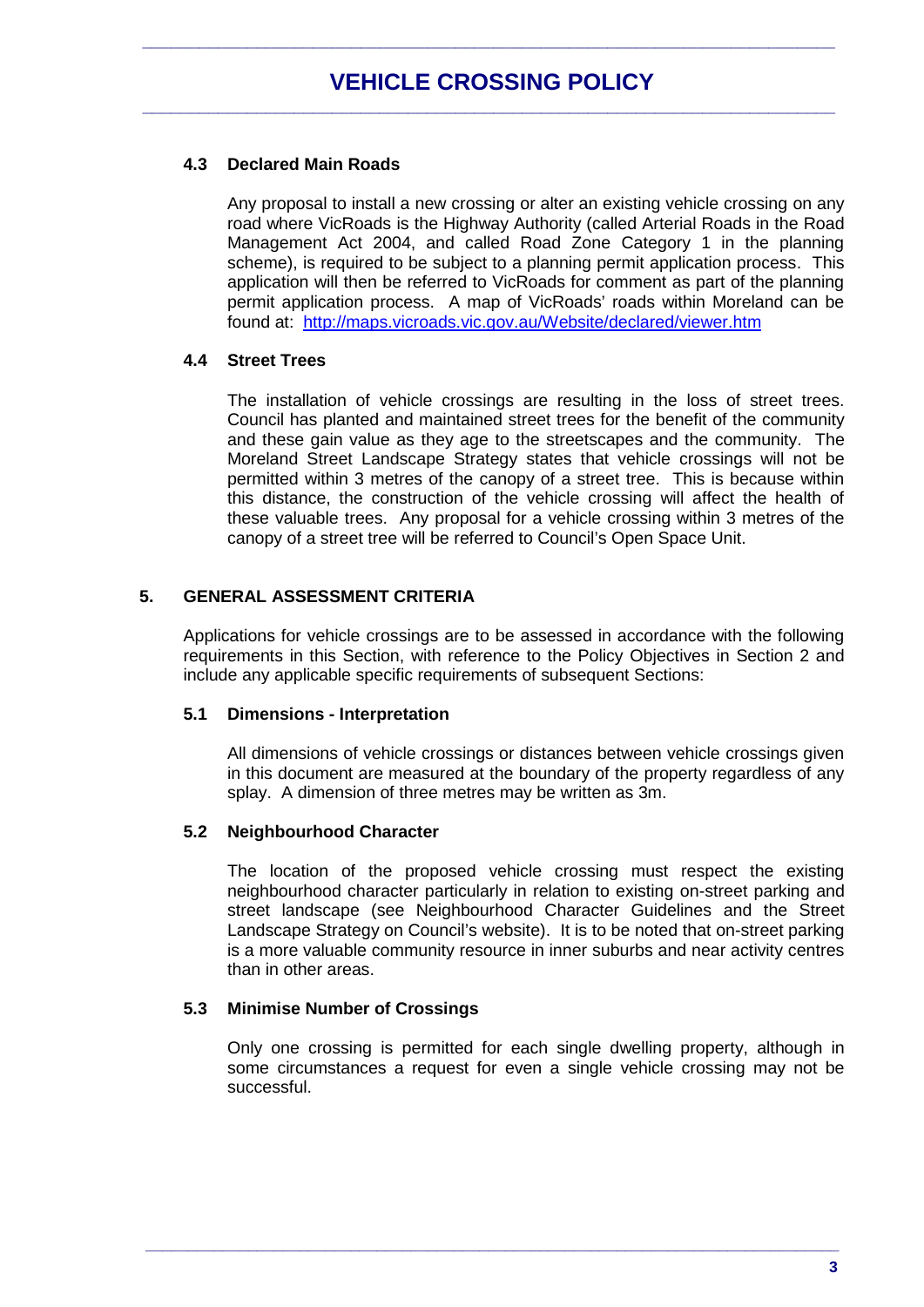### 4.3 Declared Main Roads

Any proposal to install a new crossing or alter an existing vehicle crossing on any road where VicRoads is the Highway Authority (called Arterial Roads in the Road Management Act 2004, and called Road Zone Category 1 in the planning scheme), is required to be subject to a planning permit application process. This application will then be referred to VicRoads for comment as part of the planning permit application process. A map of VicRoads' roads within Moreland can be found at: [http://maps.vicroads.vic.gov.au/Website/declared/viewer.htm](http://maps.vicroads.vic.gov.au/Website/declared/viewer.htm)

### 4.4 Street Trees

The installation of vehicle crossings are resulting in the loss of street trees. Council has planted and maintained street trees for the benefit of the community and these gain value as they age to the streetscapes and the community. The Moreland Street Landscape Strategy states that vehicle crossings will not be permitted within 3 metres of the canopy of a street tree. This is because within this distance, the construction of the vehicle crossing will affect the health of these valuable trees. Any proposal for a vehicle crossing within 3 metres of the canopy of a street tree will be referred to Council's Open Space Unit.

## 5. GENERAL ASSESSMENT CRITERIA

Applications for vehicle crossings are to be assessed in accordance with the following requirements in this Section, with reference to the Policy Objectives in Section 2 and include any applicable specific requirements of subsequent Sections:

### 5.1 Dimensions - Interpretation

All dimensions of vehicle crossings or distances between vehicle crossings given in this document are measured at the boundary of the property regardless of any splay. A dimension of three metres may be written as 3m.

### 5.2 Neighbourhood Character

The location of the proposed vehicle crossing must respect the existing neighbourhood character particularly in relation to existing on-street parking and street landscape (see Neighbourhood Character Guidelines and the Street Landscape Strategy on Council's website). It is to be noted that on-street parking is a more valuable community resource in inner suburbs and near activity centres than in other areas.

### 5.3 Minimise Number of Crossings

Only one crossing is permitted for each single dwelling property, although in some circumstances a request for even a single vehicle crossing may not be successful.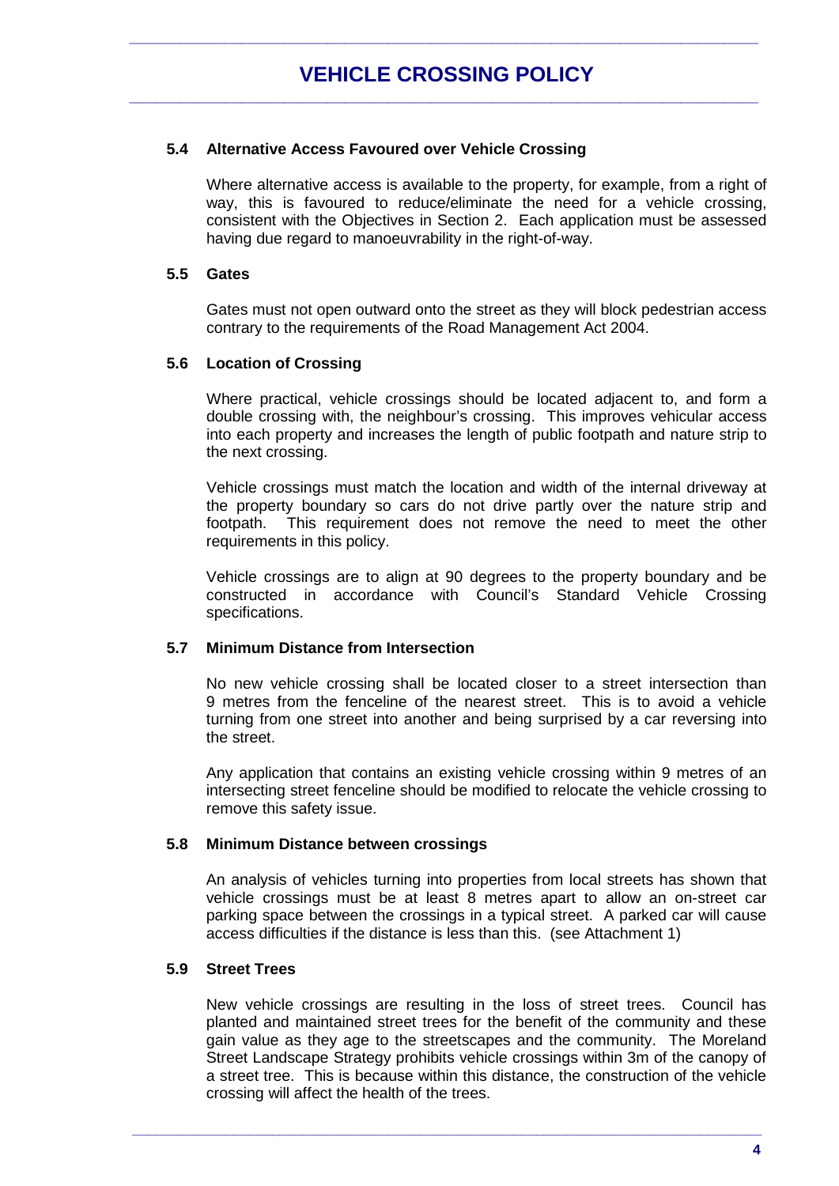### 5.4 Alternative Access Favoured over Vehicle Crossing

Where alternative access is available to the property, for example, from a right of way, this is favoured to reduce/eliminate the need for a vehicle crossing, consistent with the Objectives in Section 2. Each application must be assessed having due regard to manoeuvrability in the right-of-way.

### 5.5 Gates

Gates must not open outward onto the street as they will block pedestrian access contrary to the requirements of the Road Management Act 2004.

### 5.6 Location of Crossing

Where practical, vehicle crossings should be located adjacent to, and form a double crossing with, the neighbour's crossing. This improves vehicular access into each property and increases the length of public footpath and nature strip to the next crossing.

Vehicle crossings must match the location and width of the internal driveway at the property boundary so cars do not drive partly over the nature strip and footpath. This requirement does not remove the need to meet the other requirements in this policy.

Vehicle crossings are to align at 90 degrees to the property boundary and be constructed in accordance with Council's Standard Vehicle Crossing specifications.

### 5.7 Minimum Distance from Intersection

No new vehicle crossing shall be located closer to a street intersection than 9 metres from the fenceline of the nearest street. This is to avoid a vehicle turning from one street into another and being surprised by a car reversing into the street.

Any application that contains an existing vehicle crossing within 9 metres of an intersecting street fenceline should be modified to relocate the vehicle crossing to remove this safety issue.

### 5.8 Minimum Distance between crossings

An analysis of vehicles turning into properties from local streets has shown that vehicle crossings must be at least 8 metres apart to allow an on-street car parking space between the crossings in a typical street. A parked car will cause access difficulties if the distance is less than this. (see Attachment 1)

### 5.9 Street Trees

New vehicle crossings are resulting in the loss of street trees. Council has planted and maintained street trees for the benefit of the community and these gain value as they age to the streetscapes and the community. The Moreland Street Landscape Strategy prohibits vehicle crossings within 3m of the canopy of a street tree. This is because within this distance, the construction of the vehicle crossing will affect the health of the trees.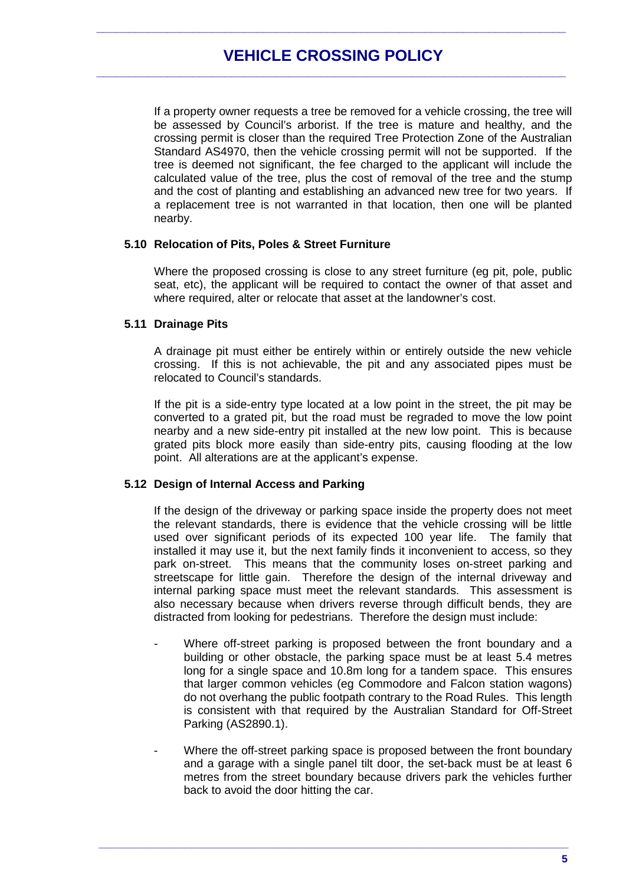If a property owner requests a tree be removed for a vehicle crossing, the tree will be assessed by Council's arborist. If the tree is mature and healthy, and the crossing permit is closer than the required Tree Protection Zone of the Australian Standard AS4970, then the vehicle crossing permit will not be supported. If the tree is deemed not significant, the fee charged to the applicant will include the calculated value of the tree, plus the cost of removal of the tree and the stump and the cost of planting and establishing an advanced new tree for two years. If a replacement tree is not warranted in that location, then one will be planted nearby.

### 5.10 Relocation of Pits, Poles & Street Furniture

Where the proposed crossing is close to any street furniture (eg pit, pole, public seat, etc), the applicant will be required to contact the owner of that asset and where required, alter or relocate that asset at the landowner's cost.

### 5.11 Drainage Pits

A drainage pit must either be entirely within or entirely outside the new vehicle crossing. If this is not achievable, the pit and any associated pipes must be relocated to Council's standards.

If the pit is a side-entry type located at a low point in the street, the pit may be converted to a grated pit, but the road must be regraded to move the low point nearby and a new side-entry pit installed at the new low point. This is because grated pits block more easily than side-entry pits, causing flooding at the low point. All alterations are at the applicant's expense.

### 5.12 Design of Internal Access and Parking

If the design of the driveway or parking space inside the property does not meet the relevant standards, there is evidence that the vehicle crossing will be little used over significant periods of its expected 100 year life. The family that installed it may use it, but the next family finds it inconvenient to access, so they park on-street. This means that the community loses on-street parking and streetscape for little gain. Therefore the design of the internal driveway and internal parking space must meet the relevant standards. This assessment is also necessary because when drivers reverse through difficult bends, they are distracted from looking for pedestrians. Therefore the design must include:

- Where off-street parking is proposed between the front boundary and a building or other obstacle, the parking space must be at least 5.4 metres long for a single space and 10.8m long for a tandem space. This ensures that larger common vehicles (eg Commodore and Falcon station wagons) do not overhang the public footpath contrary to the Road Rules. This length is consistent with that required by the Australian Standard for Off-Street Parking (AS2890.1).

- Where the off-street parking space is proposed between the front boundary and a garage with a single panel tilt door, the set-back must be at least 6 metres from the street boundary because drivers park the vehicles further back to avoid the door hitting the car.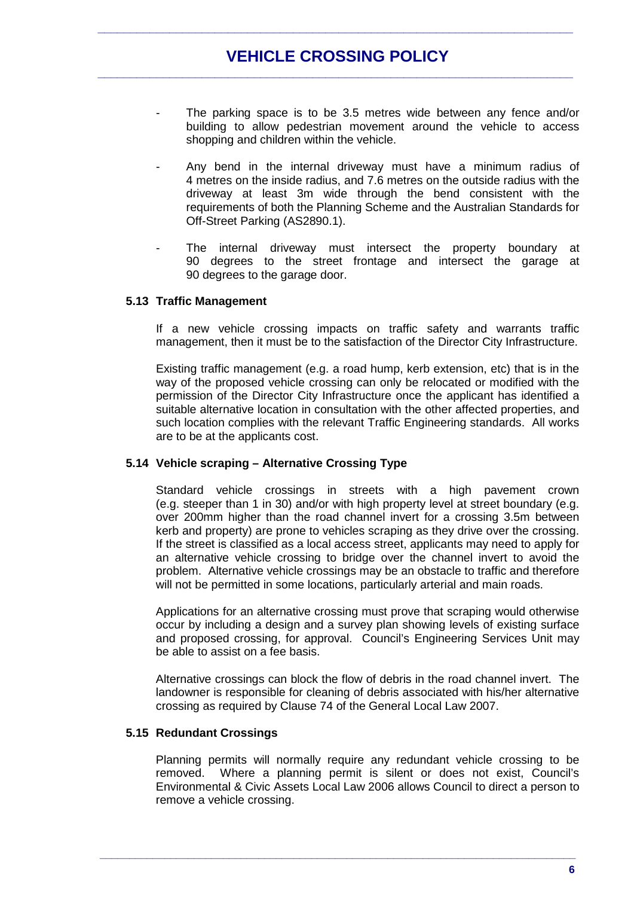- The parking space is to be 3.5 metres wide between any fence and/or building to allow pedestrian movement around the vehicle to access shopping and children within the vehicle.
- Any bend in the internal driveway must have a minimum radius of 4 metres on the inside radius, and 7.6 metres on the outside radius with the driveway at least 3m wide through the bend consistent with the requirements of both the Planning Scheme and the Australian Standards for Off-Street Parking (AS2890.1).
- The internal driveway must intersect the property boundary at 90 degrees to the street frontage and intersect the garage at 90 degrees to the garage door.

### 5.13 Traffic Management

If a new vehicle crossing impacts on traffic safety and warrants traffic management, then it must be to the satisfaction of the Director City Infrastructure.

Existing traffic management (e.g. a road hump, kerb extension, etc) that is in the way of the proposed vehicle crossing can only be relocated or modified with the permission of the Director City Infrastructure once the applicant has identified a suitable alternative location in consultation with the other affected properties, and such location complies with the relevant Traffic Engineering standards. All works are to be at the applicants cost.

### 5.14 Vehicle scraping – Alternative Crossing Type

Standard vehicle crossings in streets with a high pavement crown (e.g. steeper than 1 in 30) and/or with high property level at street boundary (e.g. over 200mm higher than the road channel invert for a crossing 3.5m between kerb and property) are prone to vehicles scraping as they drive over the crossing. If the street is classified as a local access street, applicants may need to apply for an alternative vehicle crossing to bridge over the channel invert to avoid the problem. Alternative vehicle crossings may be an obstacle to traffic and therefore will not be permitted in some locations, particularly arterial and main roads.

Applications for an alternative crossing must prove that scraping would otherwise occur by including a design and a survey plan showing levels of existing surface and proposed crossing, for approval. Council's Engineering Services Unit may be able to assist on a fee basis.

Alternative crossings can block the flow of debris in the road channel invert. The landowner is responsible for cleaning of debris associated with his/her alternative crossing as required by Clause 74 of the General Local Law 2007.

### 5.15 Redundant Crossings

Planning permits will normally require any redundant vehicle crossing to be removed. Where a planning permit is silent or does not exist, Council's Environmental & Civic Assets Local Law 2006 allows Council to direct a person to remove a vehicle crossing.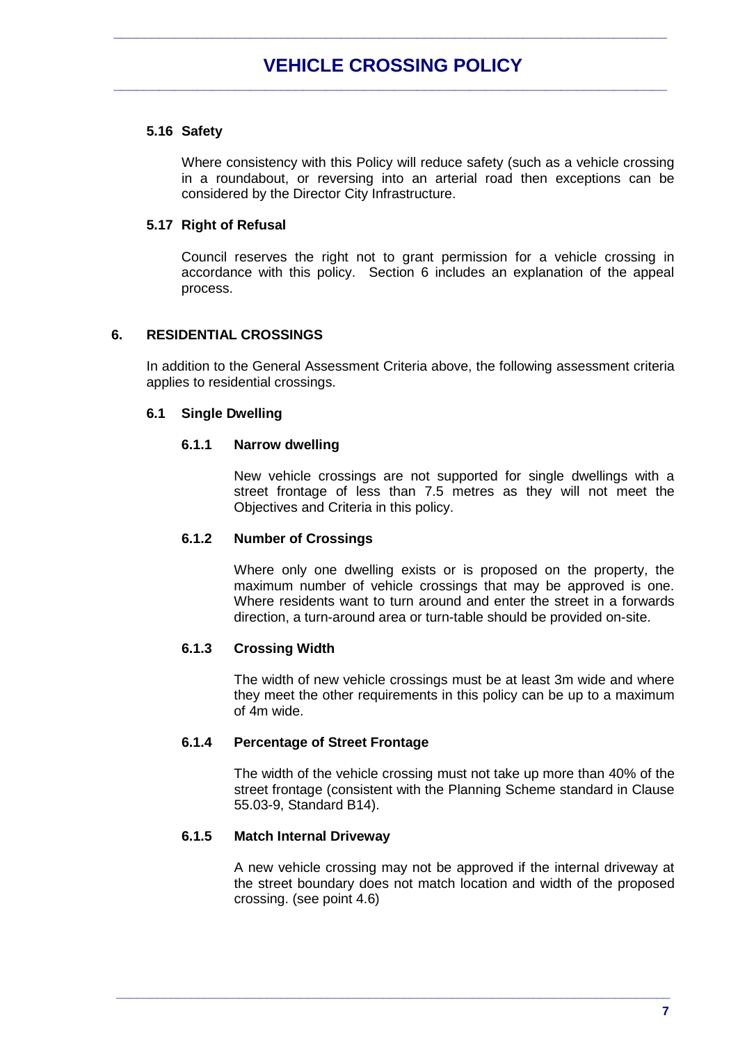### 5.16 Safety

Where consistency with this Policy will reduce safety (such as a vehicle crossing in a roundabout, or reversing into an arterial road then exceptions can be considered by the Director City Infrastructure.

### 5.17 Right of Refusal

Council reserves the right not to grant permission for a vehicle crossing in accordance with this policy. Section 6 includes an explanation of the appeal process.

## 6. RESIDENTIAL CROSSINGS

In addition to the General Assessment Criteria above, the following assessment criteria applies to residential crossings.

### 6.1 Single Dwelling

#### 6.1.1 Narrow dwelling

New vehicle crossings are not supported for single dwellings with a street frontage of less than 7.5 metres as they will not meet the Objectives and Criteria in this policy.

#### 6.1.2 Number of Crossings

Where only one dwelling exists or is proposed on the property, the maximum number of vehicle crossings that may be approved is one. Where residents want to turn around and enter the street in a forwards direction, a turn-around area or turn-table should be provided on-site.

#### 6.1.3 Crossing Width

The width of new vehicle crossings must be at least 3m wide and where they meet the other requirements in this policy can be up to a maximum of 4m wide.

#### 6.1.4 Percentage of Street Frontage

The width of the vehicle crossing must not take up more than 40% of the street frontage (consistent with the Planning Scheme standard in Clause 55.03-9, Standard B14).

#### 6.1.5 Match Internal Driveway

A new vehicle crossing may not be approved if the internal driveway at the street boundary does not match location and width of the proposed crossing. (see point 4.6)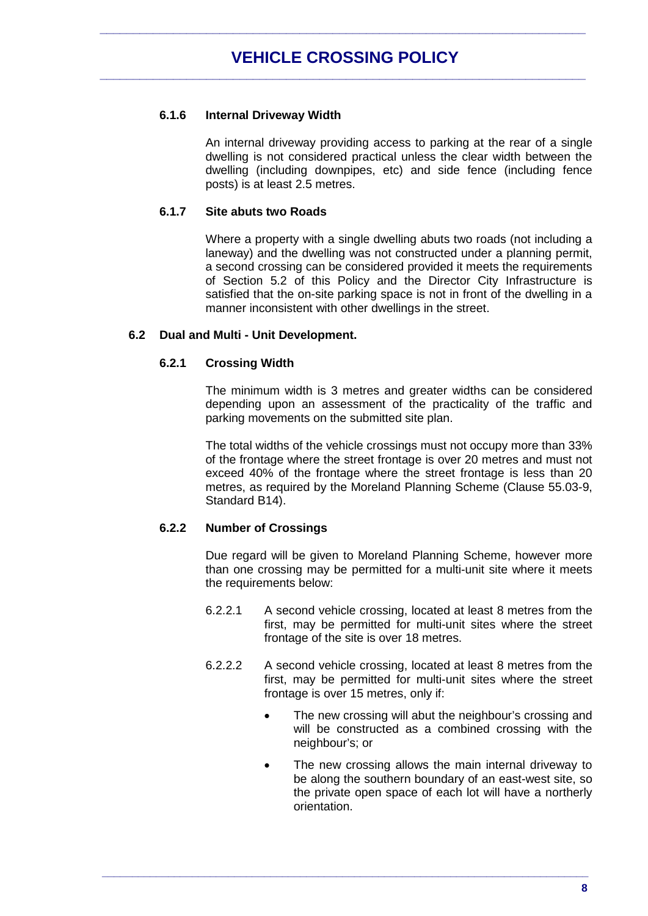#### 6.1.6 Internal Driveway Width

An internal driveway providing access to parking at the rear of a single dwelling is not considered practical unless the clear width between the dwelling (including downpipes, etc) and side fence (including fence posts) is at least 2.5 metres.

#### 6.1.7 Site abuts two Roads

Where a property with a single dwelling abuts two roads (not including a laneway) and the dwelling was not constructed under a planning permit, a second crossing can be considered provided it meets the requirements of Section 5.2 of this Policy and the Director City Infrastructure is satisfied that the on-site parking space is not in front of the dwelling in a manner inconsistent with other dwellings in the street.

### 6.2 Dual and Multi - Unit Development.

#### 6.2.1 Crossing Width

The minimum width is 3 metres and greater widths can be considered depending upon an assessment of the practicality of the traffic and parking movements on the submitted site plan.

The total widths of the vehicle crossings must not occupy more than 33% of the frontage where the street frontage is over 20 metres and must not exceed 40% of the frontage where the street frontage is less than 20 metres, as required by the Moreland Planning Scheme (Clause 55.03-9, Standard B14).

#### 6.2.2 Number of Crossings

Due regard will be given to Moreland Planning Scheme, however more than one crossing may be permitted for a multi-unit site where it meets the requirements below:

6.2.2.1 A second vehicle crossing, located at least 8 metres from the first, may be permitted for multi-unit sites where the street frontage of the site is over 18 metres.

6.2.2.2 A second vehicle crossing, located at least 8 metres from the first, may be permitted for multi-unit sites where the street frontage is over 15 metres, only if:

- The new crossing will abut the neighbour's crossing and will be constructed as a combined crossing with the neighbour's; or
- The new crossing allows the main internal driveway to be along the southern boundary of an east-west site, so the private open space of each lot will have a northerly orientation.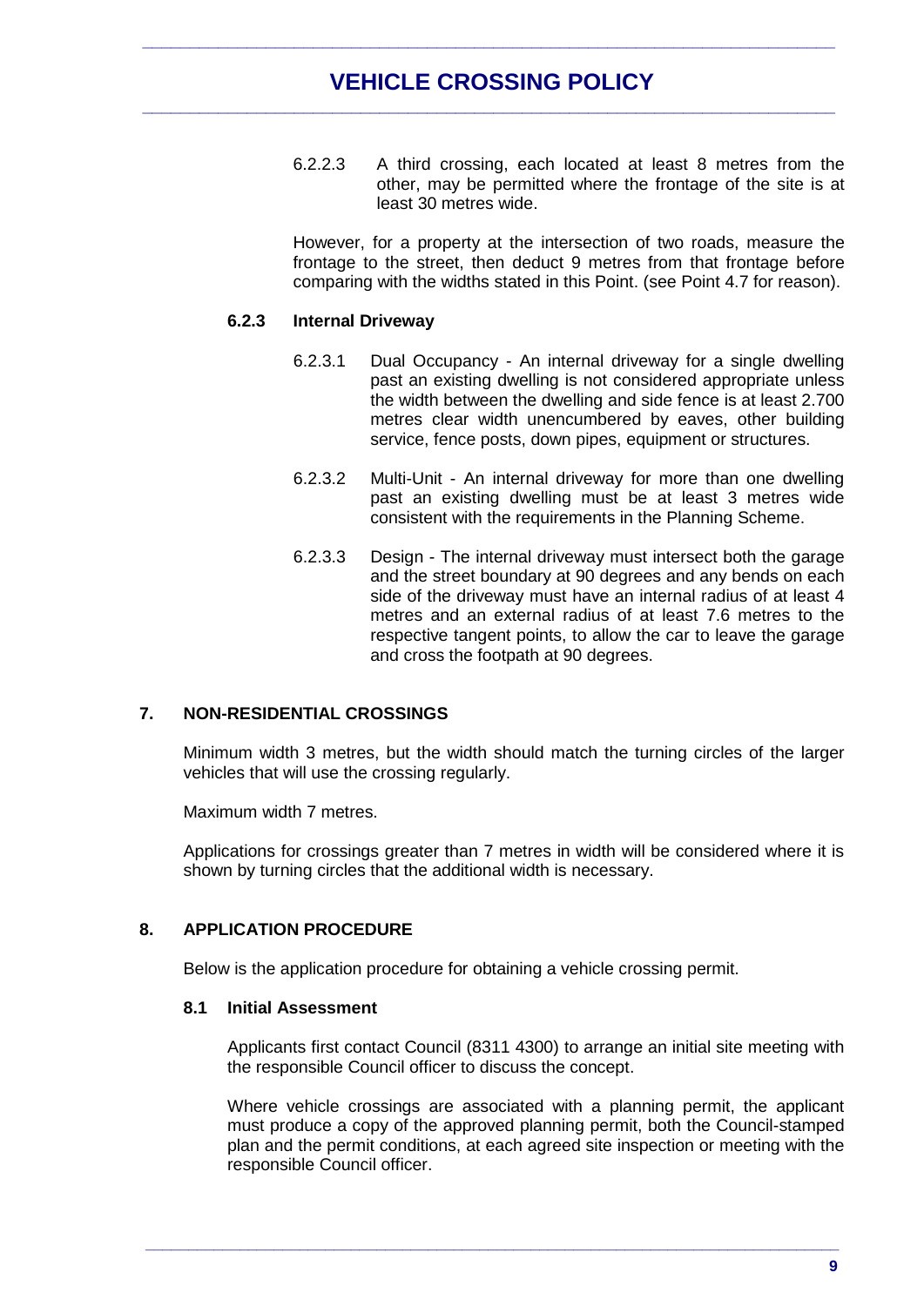6.2.2.3 A third crossing, each located at least 8 metres from the other, may be permitted where the frontage of the site is at least 30 metres wide.

However, for a property at the intersection of two roads, measure the frontage to the street, then deduct 9 metres from that frontage before comparing with the widths stated in this Point. (see Point 4.7 for reason).

### 6.2.3 Internal Driveway

6.2.3.1 Dual Occupancy - An internal driveway for a single dwelling past an existing dwelling is not considered appropriate unless the width between the dwelling and side fence is at least 2.700 metres clear width unencumbered by eaves, other building service, fence posts, down pipes, equipment or structures.

6.2.3.2 Multi-Unit - An internal driveway for more than one dwelling past an existing dwelling must be at least 3 metres wide consistent with the requirements in the Planning Scheme.

6.2.3.3 Design - The internal driveway must intersect both the garage and the street boundary at 90 degrees and any bends on each side of the driveway must have an internal radius of at least 4 metres and an external radius of at least 7.6 metres to the respective tangent points, to allow the car to leave the garage and cross the footpath at 90 degrees.

## 7. NON-RESIDENTIAL CROSSINGS

Minimum width 3 metres, but the width should match the turning circles of the larger vehicles that will use the crossing regularly.

Maximum width 7 metres.

Applications for crossings greater than 7 metres in width will be considered where it is shown by turning circles that the additional width is necessary.

## 8. APPLICATION PROCEDURE

Below is the application procedure for obtaining a vehicle crossing permit.

### 8.1 Initial Assessment

Applicants first contact Council (8311 4300) to arrange an initial site meeting with the responsible Council officer to discuss the concept.

Where vehicle crossings are associated with a planning permit, the applicant must produce a copy of the approved planning permit, both the Council-stamped plan and the permit conditions, at each agreed site inspection or meeting with the responsible Council officer.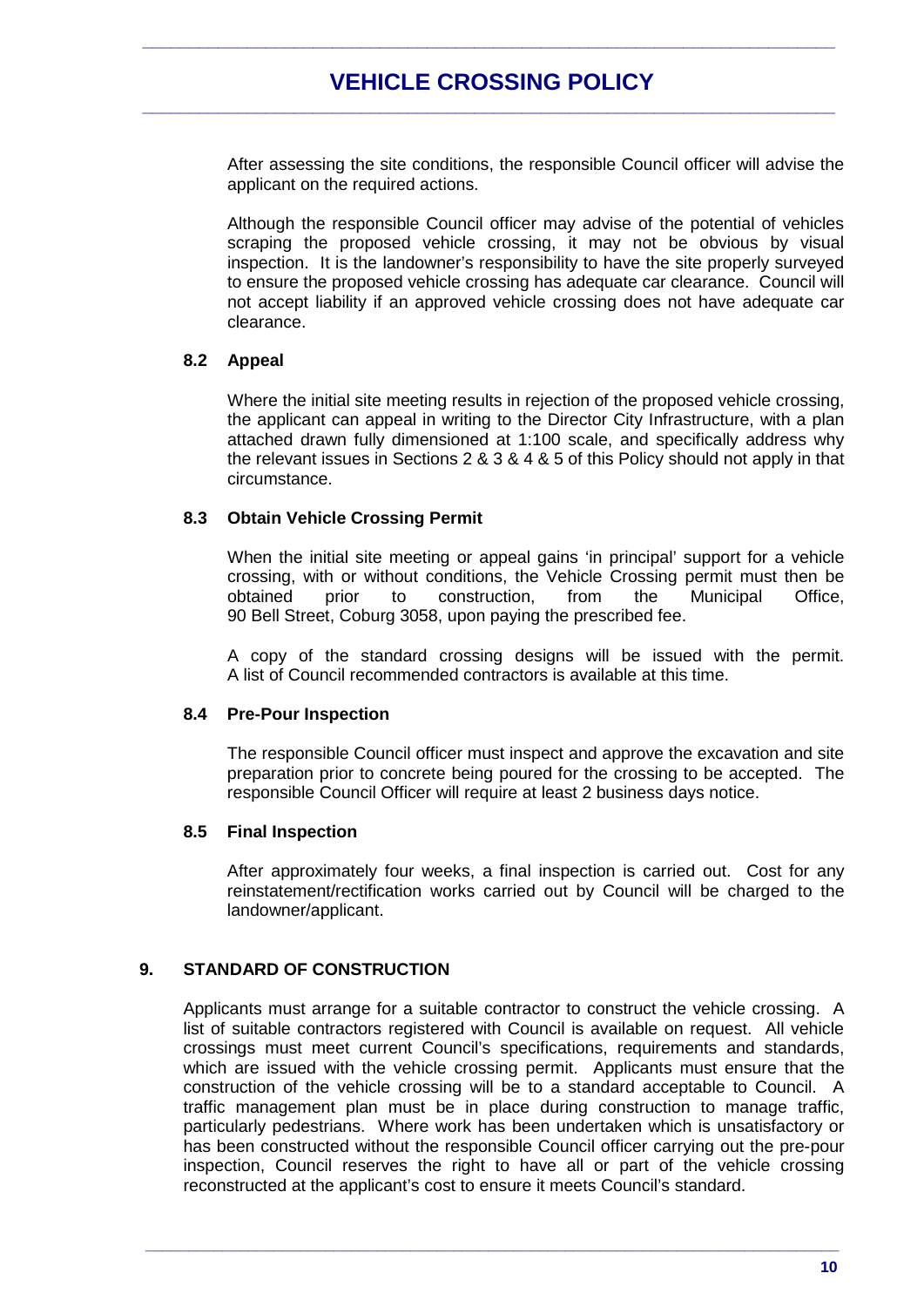After assessing the site conditions, the responsible Council officer will advise the applicant on the required actions.

Although the responsible Council officer may advise of the potential of vehicles scraping the proposed vehicle crossing, it may not be obvious by visual inspection. It is the landowner's responsibility to have the site properly surveyed to ensure the proposed vehicle crossing has adequate car clearance. Council will not accept liability if an approved vehicle crossing does not have adequate car clearance.

### 8.2 Appeal

Where the initial site meeting results in rejection of the proposed vehicle crossing, the applicant can appeal in writing to the Director City Infrastructure, with a plan attached drawn fully dimensioned at 1:100 scale, and specifically address why the relevant issues in Sections 2 & 3 & 4 & 5 of this Policy should not apply in that circumstance.

### 8.3 Obtain Vehicle Crossing Permit

When the initial site meeting or appeal gains 'in principal' support for a vehicle crossing, with or without conditions, the Vehicle Crossing permit must then be obtained prior to construction, from the Municipal Office, 90 Bell Street, Coburg 3058, upon paying the prescribed fee.

A copy of the standard crossing designs will be issued with the permit. A list of Council recommended contractors is available at this time.

### 8.4 Pre-Pour Inspection

The responsible Council officer must inspect and approve the excavation and site preparation prior to concrete being poured for the crossing to be accepted. The responsible Council Officer will require at least 2 business days notice.

### 8.5 Final Inspection

After approximately four weeks, a final inspection is carried out. Cost for any reinstatement/rectification works carried out by Council will be charged to the landowner/applicant.

## 9. STANDARD OF CONSTRUCTION

Applicants must arrange for a suitable contractor to construct the vehicle crossing. A list of suitable contractors registered with Council is available on request. All vehicle crossings must meet current Council's specifications, requirements and standards, which are issued with the vehicle crossing permit. Applicants must ensure that the construction of the vehicle crossing will be to a standard acceptable to Council. A traffic management plan must be in place during construction to manage traffic, particularly pedestrians. Where work has been undertaken which is unsatisfactory or has been constructed without the responsible Council officer carrying out the pre-pour inspection, Council reserves the right to have all or part of the vehicle crossing reconstructed at the applicant's cost to ensure it meets Council's standard.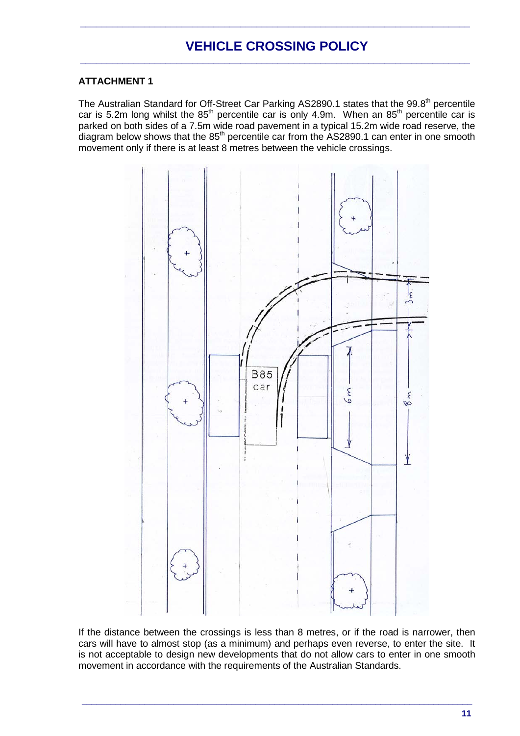# VEHICLE CROSSING POLICY

**ATTACHMENT 1**

The Australian Standard for Off-Street Car Parking AS2890.1 states that the 99.8th percentile car is 5.2m long whilst the 85th percentile car is only 4.9m. When an 85th percentile car is parked on both sides of a 7.5m wide road pavement in a typical 15.2m wide road reserve, the diagram below shows that the 85th percentile car from the AS2890.1 can enter in one smooth movement only if there is at least 8 metres between the vehicle crossings.

B85
car

3m

6m

8m

If the distance between the crossings is less than 8 metres, or if the road is narrower, then cars will have to almost stop (as a minimum) and perhaps even reverse, to enter the site. It is not acceptable to design new developments that do not allow cars to enter in one smooth movement in accordance with the requirements of the Australian Standards.